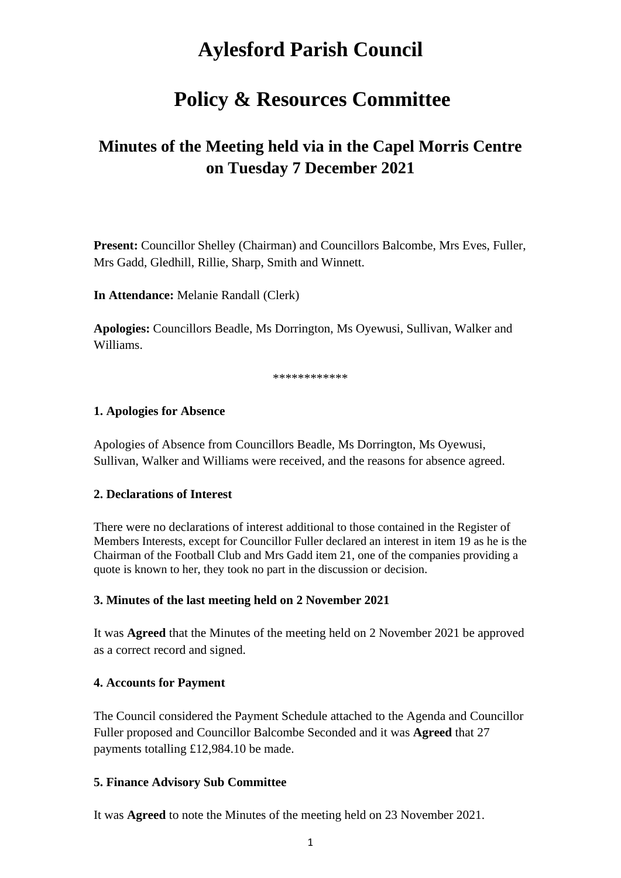# Aylesford Parish Council

# Policy & Resources Committee

## Minutes of the Meeting held via in the Capel Morris Centre on Tuesday 7 December 2021

**Present:** Councillor Shelley (Chairman) and Councillors Balcombe, Mrs Eves, Fuller, Mrs Gadd, Gledhill, Rillie, Sharp, Smith and Winnett.

**In Attendance:** Melanie Randall (Clerk)

**Apologies:** Councillors Beadle, Ms Dorrington, Ms Oyewusi, Sullivan, Walker and Williams.

************

**1. Apologies for Absence**

Apologies of Absence from Councillors Beadle, Ms Dorrington, Ms Oyewusi, Sullivan, Walker and Williams were received, and the reasons for absence agreed.

**2. Declarations of Interest**

There were no declarations of interest additional to those contained in the Register of Members Interests, except for Councillor Fuller declared an interest in item 19 as he is the Chairman of the Football Club and Mrs Gadd item 21, one of the companies providing a quote is known to her, they took no part in the discussion or decision.

**3. Minutes of the last meeting held on 2 November 2021**

It was **Agreed** that the Minutes of the meeting held on 2 November 2021 be approved as a correct record and signed.

**4. Accounts for Payment**

The Council considered the Payment Schedule attached to the Agenda and Councillor Fuller proposed and Councillor Balcombe Seconded and it was **Agreed** that 27 payments totalling £12,984.10 be made.

**5. Finance Advisory Sub Committee**

It was **Agreed** to note the Minutes of the meeting held on 23 November 2021.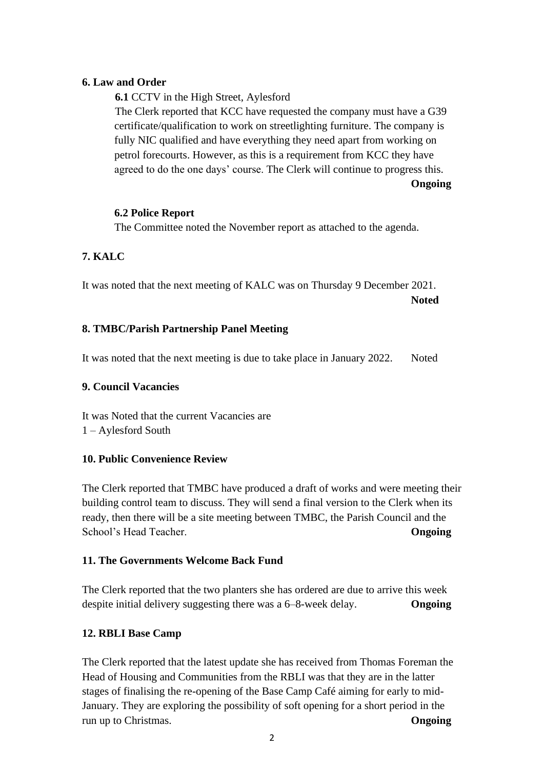**6. Law and Order**

**6.1** CCTV in the High Street, Aylesford

The Clerk reported that KCC have requested the company must have a G39 certificate/qualification to work on streetlighting furniture. The company is fully NIC qualified and have everything they need apart from working on petrol forecourts. However, as this is a requirement from KCC they have agreed to do the one days' course. The Clerk will continue to progress this.

**Ongoing**

**6.2 Police Report**

The Committee noted the November report as attached to the agenda.

**7. KALC**

It was noted that the next meeting of KALC was on Thursday 9 December 2021.

**Noted**

**8. TMBC/Parish Partnership Panel Meeting**

It was noted that the next meeting is due to take place in January 2022. Noted

**9. Council Vacancies**

It was Noted that the current Vacancies are
1 – Aylesford South

**10. Public Convenience Review**

The Clerk reported that TMBC have produced a draft of works and were meeting their building control team to discuss. They will send a final version to the Clerk when its ready, then there will be a site meeting between TMBC, the Parish Council and the School's Head Teacher. **Ongoing**

**11. The Governments Welcome Back Fund**

The Clerk reported that the two planters she has ordered are due to arrive this week despite initial delivery suggesting there was a 6–8-week delay. **Ongoing**

**12. RBLI Base Camp**

The Clerk reported that the latest update she has received from Thomas Foreman the Head of Housing and Communities from the RBLI was that they are in the latter stages of finalising the re-opening of the Base Camp Café aiming for early to mid-January. They are exploring the possibility of soft opening for a short period in the run up to Christmas. **Ongoing**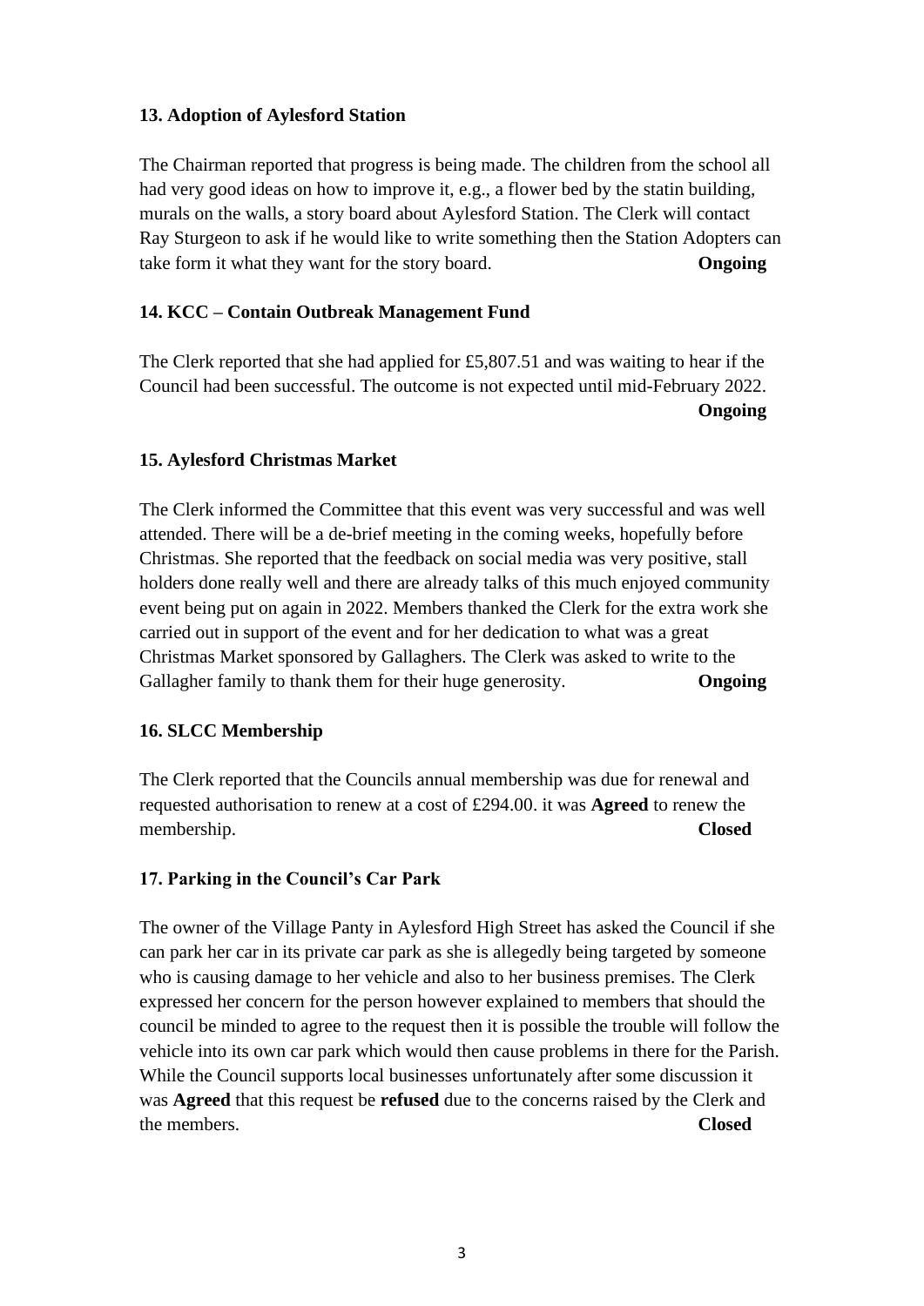### 13. Adoption of Aylesford Station

The Chairman reported that progress is being made. The children from the school all had very good ideas on how to improve it, e.g., a flower bed by the statin building, murals on the walls, a story board about Aylesford Station. The Clerk will contact Ray Sturgeon to ask if he would like to write something then the Station Adopters can take form it what they want for the story board. **Ongoing**

### 14. KCC – Contain Outbreak Management Fund

The Clerk reported that she had applied for £5,807.51 and was waiting to hear if the Council had been successful. The outcome is not expected until mid-February 2022. **Ongoing**

### 15. Aylesford Christmas Market

The Clerk informed the Committee that this event was very successful and was well attended. There will be a de-brief meeting in the coming weeks, hopefully before Christmas. She reported that the feedback on social media was very positive, stall holders done really well and there are already talks of this much enjoyed community event being put on again in 2022. Members thanked the Clerk for the extra work she carried out in support of the event and for her dedication to what was a great Christmas Market sponsored by Gallaghers. The Clerk was asked to write to the Gallagher family to thank them for their huge generosity. **Ongoing**

### 16. SLCC Membership

The Clerk reported that the Councils annual membership was due for renewal and requested authorisation to renew at a cost of £294.00. it was **Agreed** to renew the membership. **Closed**

### 17. Parking in the Council's Car Park

The owner of the Village Panty in Aylesford High Street has asked the Council if she can park her car in its private car park as she is allegedly being targeted by someone who is causing damage to her vehicle and also to her business premises. The Clerk expressed her concern for the person however explained to members that should the council be minded to agree to the request then it is possible the trouble will follow the vehicle into its own car park which would then cause problems in there for the Parish. While the Council supports local businesses unfortunately after some discussion it was **Agreed** that this request be **refused** due to the concerns raised by the Clerk and the members. **Closed**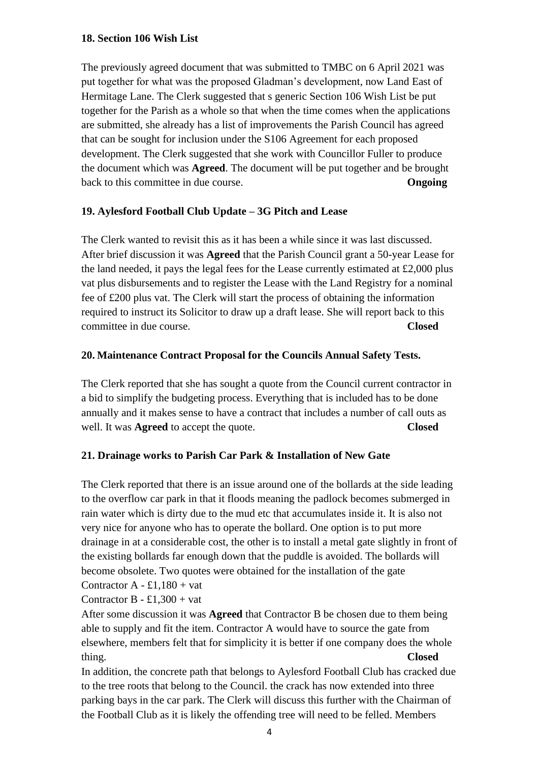**18. Section 106 Wish List**

The previously agreed document that was submitted to TMBC on 6 April 2021 was put together for what was the proposed Gladman's development, now Land East of Hermitage Lane. The Clerk suggested that s generic Section 106 Wish List be put together for the Parish as a whole so that when the time comes when the applications are submitted, she already has a list of improvements the Parish Council has agreed that can be sought for inclusion under the S106 Agreement for each proposed development. The Clerk suggested that she work with Councillor Fuller to produce the document which was **Agreed**. The document will be put together and be brought back to this committee in due course. **Ongoing**

**19. Aylesford Football Club Update – 3G Pitch and Lease**

The Clerk wanted to revisit this as it has been a while since it was last discussed. After brief discussion it was **Agreed** that the Parish Council grant a 50-year Lease for the land needed, it pays the legal fees for the Lease currently estimated at £2,000 plus vat plus disbursements and to register the Lease with the Land Registry for a nominal fee of £200 plus vat. The Clerk will start the process of obtaining the information required to instruct its Solicitor to draw up a draft lease. She will report back to this committee in due course. **Closed**

**20. Maintenance Contract Proposal for the Councils Annual Safety Tests.**

The Clerk reported that she has sought a quote from the Council current contractor in a bid to simplify the budgeting process. Everything that is included has to be done annually and it makes sense to have a contract that includes a number of call outs as well. It was **Agreed** to accept the quote. **Closed**

**21. Drainage works to Parish Car Park & Installation of New Gate**

The Clerk reported that there is an issue around one of the bollards at the side leading to the overflow car park in that it floods meaning the padlock becomes submerged in rain water which is dirty due to the mud etc that accumulates inside it. It is also not very nice for anyone who has to operate the bollard. One option is to put more drainage in at a considerable cost, the other is to install a metal gate slightly in front of the existing bollards far enough down that the puddle is avoided. The bollards will become obsolete. Two quotes were obtained for the installation of the gate

Contractor A - £1,180 + vat

Contractor B - £1,300 + vat

After some discussion it was **Agreed** that Contractor B be chosen due to them being able to supply and fit the item. Contractor A would have to source the gate from elsewhere, members felt that for simplicity it is better if one company does the whole thing. **Closed**

In addition, the concrete path that belongs to Aylesford Football Club has cracked due to the tree roots that belong to the Council. the crack has now extended into three parking bays in the car park. The Clerk will discuss this further with the Chairman of the Football Club as it is likely the offending tree will need to be felled. Members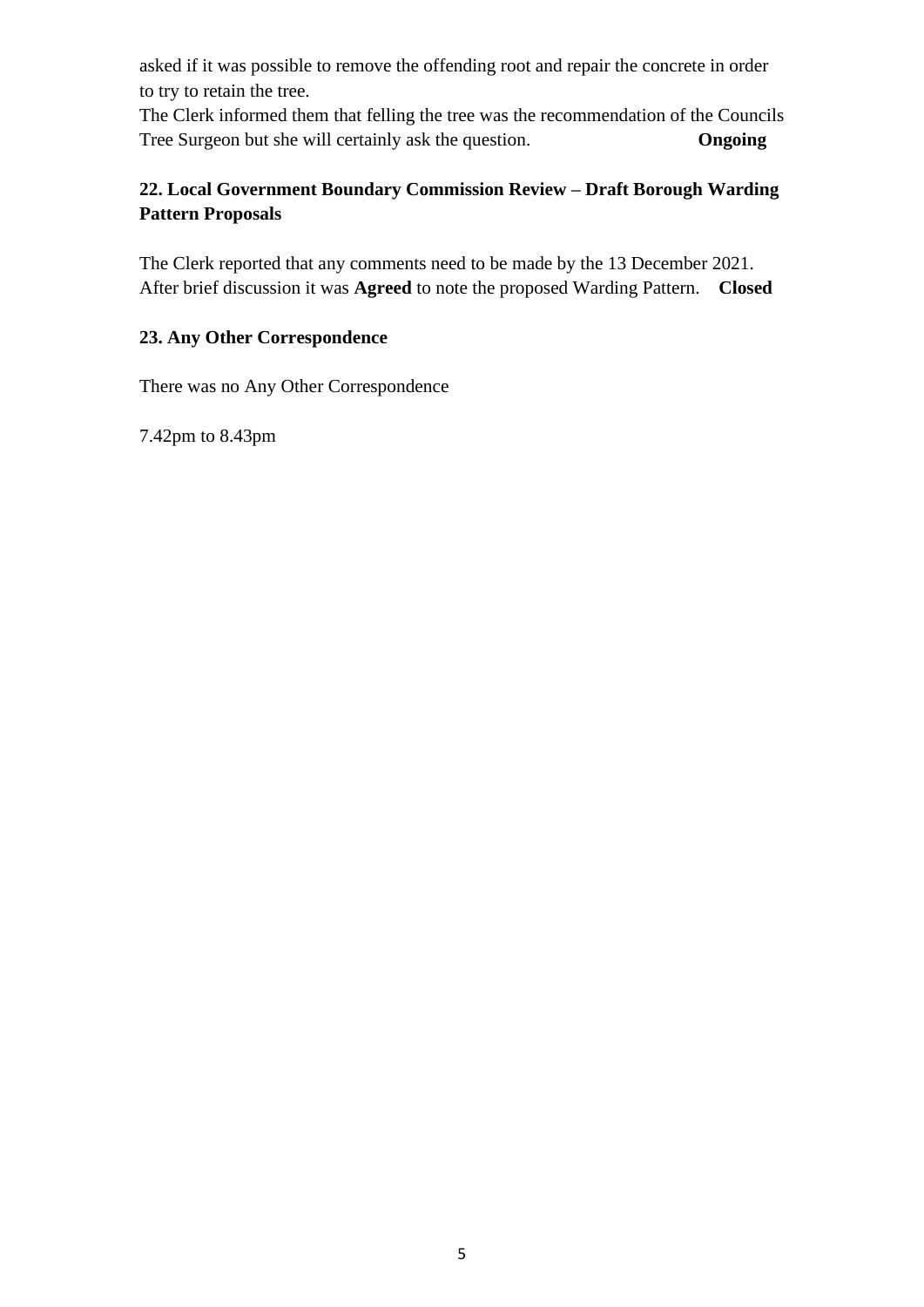asked if it was possible to remove the offending root and repair the concrete in order to try to retain the tree.
The Clerk informed them that felling the tree was the recommendation of the Councils Tree Surgeon but she will certainly ask the question. **Ongoing**

**22. Local Government Boundary Commission Review – Draft Borough Warding Pattern Proposals**

The Clerk reported that any comments need to be made by the 13 December 2021.
After brief discussion it was **Agreed** to note the proposed Warding Pattern. **Closed**

**23. Any Other Correspondence**

There was no Any Other Correspondence

7.42pm to 8.43pm